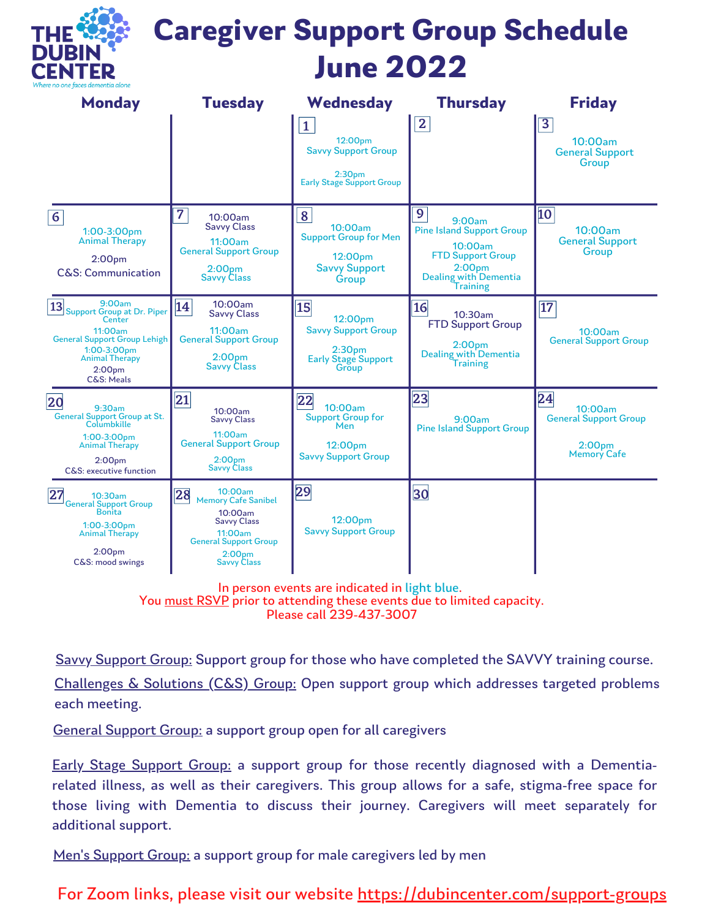THE DUBIN CENTER
*Where no one faces dementia alone*

# Caregiver Support Group Schedule June 2022

| Monday | Tuesday | Wednesday | Thursday | Friday |
|---|---|---|---|---|
| | | **1** 12:00pm Savvy Support Group; 2:30pm Early Stage Support Group | **2** | **3** 10:00am General Support Group |
| **6** 1:00-3:00pm Animal Therapy; 2:00pm C&S: Communication | **7** 10:00am Savvy Class; 11:00am General Support Group; 2:00pm Savvy Class | **8** 10:00am Support Group for Men; 12:00pm Savvy Support Group | **9** 9:00am Pine Island Support Group; 10:00am FTD Support Group; 2:00pm Dealing with Dementia Training | **10** 10:00am General Support Group |
| **13** 9:00am Support Group at Dr. Piper Center; 11:00am General Support Group Lehigh; 1:00-3:00pm Animal Therapy; 2:00pm C&S: Meals | **14** 10:00am Savvy Class; 11:00am General Support Group; 2:00pm Savvy Class | **15** 12:00pm Savvy Support Group; 2:30pm Early Stage Support Group | **16** 10:30am FTD Support Group; 2:00pm Dealing with Dementia Training | **17** 10:00am General Support Group |
| **20** 9:30am General Support Group at St. Columbkille; 1:00-3:00pm Animal Therapy; 2:00pm C&S: executive function | **21** 10:00am Savvy Class; 11:00am General Support Group; 2:00pm Savvy Class | **22** 10:00am Support Group for Men; 12:00pm Savvy Support Group | **23** 9:00am Pine Island Support Group | **24** 10:00am General Support Group; 2:00pm Memory Cafe |
| **27** 10:30am General Support Group Bonita; 1:00-3:00pm Animal Therapy; 2:00pm C&S: mood swings | **28** 10:00am Memory Cafe Sanibel; 10:00am Savvy Class; 11:00am General Support Group; 2:00pm Savvy Class | **29** 12:00pm Savvy Support Group | **30** | |

In person events are indicated in light blue.
You must RSVP prior to attending these events due to limited capacity.
Please call 239-437-3007

Savvy Support Group: Support group for those who have completed the SAVVY training course.

Challenges & Solutions (C&S) Group: Open support group which addresses targeted problems each meeting.

General Support Group: a support group open for all caregivers

Early Stage Support Group: a support group for those recently diagnosed with a Dementia-related illness, as well as their caregivers. This group allows for a safe, stigma-free space for those living with Dementia to discuss their journey. Caregivers will meet separately for additional support.

Men's Support Group: a support group for male caregivers led by men

For Zoom links, please visit our website https://dubincenter.com/support-groups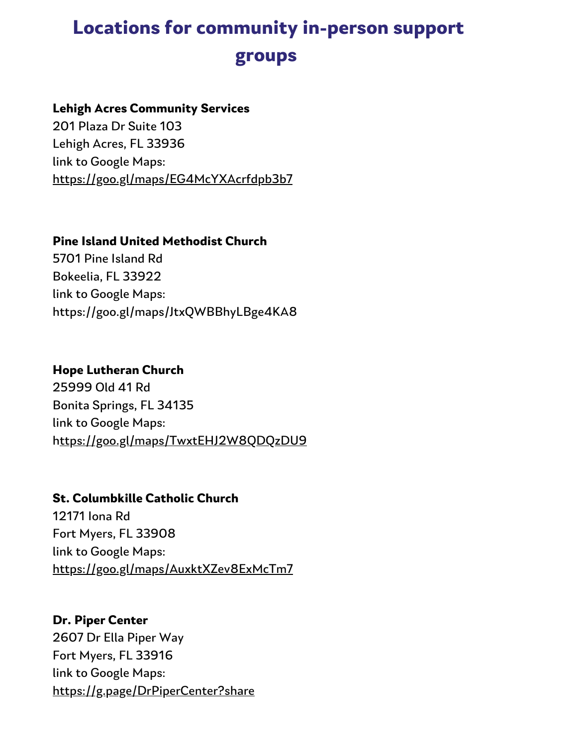# Locations for community in-person support groups

**Lehigh Acres Community Services**
201 Plaza Dr Suite 103
Lehigh Acres, FL 33936
link to Google Maps:
https://goo.gl/maps/EG4McYXAcrfdpb3b7

**Pine Island United Methodist Church**
5701 Pine Island Rd
Bokeelia, FL 33922
link to Google Maps:
https://goo.gl/maps/JtxQWBBhyLBge4KA8

**Hope Lutheran Church**
25999 Old 41 Rd
Bonita Springs, FL 34135
link to Google Maps:
https://goo.gl/maps/TwxtEHJ2W8QDQzDU9

**St. Columbkille Catholic Church**
12171 Iona Rd
Fort Myers, FL 33908
link to Google Maps:
https://goo.gl/maps/AuxktXZev8ExMcTm7

**Dr. Piper Center**
2607 Dr Ella Piper Way
Fort Myers, FL 33916
link to Google Maps:
https://g.page/DrPiperCenter?share